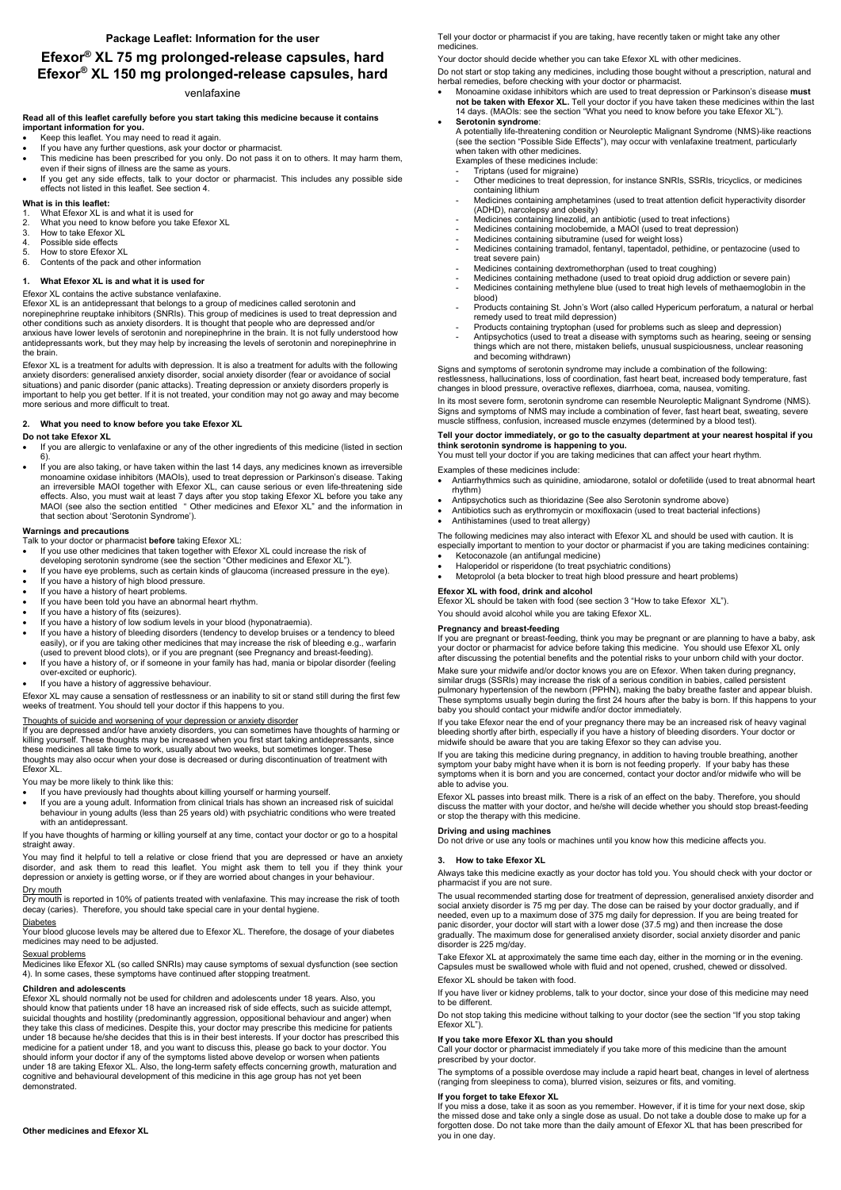**Package Leaflet: Information for the user**

# Efexor® XL 75 mg prolonged-release capsules, hard
# Efexor® XL 150 mg prolonged-release capsules, hard

venlafaxine

**Read all of this leaflet carefully before you start taking this medicine because it contains important information for you.**

- Keep this leaflet. You may need to read it again.
- If you have any further questions, ask your doctor or pharmacist.
- This medicine has been prescribed for you only. Do not pass it on to others. It may harm them, even if their signs of illness are the same as yours.
- If you get any side effects, talk to your doctor or pharmacist. This includes any possible side effects not listed in this leaflet. See section 4.

**What is in this leaflet:**

1. What Efexor XL is and what it is used for
2. What you need to know before you take Efexor XL
3. How to take Efexor XL
4. Possible side effects
5. How to store Efexor XL
6. Contents of the pack and other information

## 1. What Efexor XL is and what it is used for

Efexor XL contains the active substance venlafaxine.

Efexor XL is an antidepressant that belongs to a group of medicines called serotonin and norepinephrine reuptake inhibitors (SNRIs). This group of medicines is used to treat depression and other conditions such as anxiety disorders. It is thought that people who are depressed and/or anxious have lower levels of serotonin and norepinephrine in the brain. It is not fully understood how antidepressants work, but they may help by increasing the levels of serotonin and norepinephrine in the brain.

Efexor XL is a treatment for adults with depression. It is also a treatment for adults with the following anxiety disorders: generalised anxiety disorder, social anxiety disorder (fear or avoidance of social situations) and panic disorder (panic attacks). Treating depression or anxiety disorders properly is important to help you get better. If it is not treated, your condition may not go away and may become more serious and more difficult to treat.

## 2. What you need to know before you take Efexor XL

**Do not take Efexor XL**

- If you are allergic to venlafaxine or any of the other ingredients of this medicine (listed in section 6).
- If you are also taking, or have taken within the last 14 days, any medicines known as irreversible monoamine oxidase inhibitors (MAOIs), used to treat depression or Parkinson's disease. Taking an irreversible MAOI together with Efexor XL, can cause serious or even life-threatening side effects. Also, you must wait at least 7 days after you stop taking Efexor XL before you take any MAOI (see also the section entitled " Other medicines and Efexor XL" and the information in that section about 'Serotonin Syndrome').

**Warnings and precautions**

Talk to your doctor or pharmacist **before** taking Efexor XL:

- If you use other medicines that taken together with Efexor XL could increase the risk of developing serotonin syndrome (see the section "Other medicines and Efexor XL").
- If you have eye problems, such as certain kinds of glaucoma (increased pressure in the eye).
- If you have a history of high blood pressure.
- If you have a history of heart problems.
- If you have been told you have an abnormal heart rhythm.
- If you have a history of fits (seizures).
- If you have a history of low sodium levels in your blood (hyponatraemia).
- If you have a history of bleeding disorders (tendency to develop bruises or a tendency to bleed easily), or if you are taking other medicines that may increase the risk of bleeding e.g., warfarin (used to prevent blood clots), or if you are pregnant (see Pregnancy and breast-feeding).
- If you have a history of, or if someone in your family has had, mania or bipolar disorder (feeling over-excited or euphoric).
- If you have a history of aggressive behaviour.

Efexor XL may cause a sensation of restlessness or an inability to sit or stand still during the first few weeks of treatment. You should tell your doctor if this happens to you.

<u>Thoughts of suicide and worsening of your depression or anxiety disorder</u>

If you are depressed and/or have anxiety disorders, you can sometimes have thoughts of harming or killing yourself. These thoughts may be increased when you first start taking antidepressants, since these medicines all take time to work, usually about two weeks, but sometimes longer. These thoughts may also occur when your dose is decreased or during discontinuation of treatment with Efexor XL.

You may be more likely to think like this:

- If you have previously had thoughts about killing yourself or harming yourself.
- If you are a young adult. Information from clinical trials has shown an increased risk of suicidal behaviour in young adults (less than 25 years old) with psychiatric conditions who were treated with an antidepressant.

If you have thoughts of harming or killing yourself at any time, contact your doctor or go to a hospital straight away.

You may find it helpful to tell a relative or close friend that you are depressed or have an anxiety disorder, and ask them to read this leaflet. You might ask them to tell you if they think your depression or anxiety is getting worse, or if they are worried about changes in your behaviour.

<u>Dry mouth</u>

Dry mouth is reported in 10% of patients treated with venlafaxine. This may increase the risk of tooth decay (caries). Therefore, you should take special care in your dental hygiene.

<u>Diabetes</u>

Your blood glucose levels may be altered due to Efexor XL. Therefore, the dosage of your diabetes medicines may need to be adjusted.

<u>Sexual problems</u>

Medicines like Efexor XL (so called SNRIs) may cause symptoms of sexual dysfunction (see section 4). In some cases, these symptoms have continued after stopping treatment.

**Children and adolescents**

Efexor XL should normally not be used for children and adolescents under 18 years. Also, you should know that patients under 18 have an increased risk of side effects, such as suicide attempt, suicidal thoughts and hostility (predominantly aggression, oppositional behaviour and anger) when they take this class of medicines. Despite this, your doctor may prescribe this medicine for patients under 18 because he/she decides that this is in their best interests. If your doctor has prescribed this medicine for a patient under 18, and you want to discuss this, please go back to your doctor. You should inform your doctor if any of the symptoms listed above develop or worsen when patients under 18 are taking Efexor XL. Also, the long-term safety effects concerning growth, maturation and cognitive and behavioural development of this medicine in this age group has not yet been demonstrated.

**Other medicines and Efexor XL**

Tell your doctor or pharmacist if you are taking, have recently taken or might take any other medicines.

Your doctor should decide whether you can take Efexor XL with other medicines.

Do not start or stop taking any medicines, including those bought without a prescription, natural and herbal remedies, before checking with your doctor or pharmacist.

- Monoamine oxidase inhibitors which are used to treat depression or Parkinson's disease **must not be taken with Efexor XL.** Tell your doctor if you have taken these medicines within the last 14 days. (MAOIs: see the section "What you need to know before you take Efexor XL").
- **Serotonin syndrome**:
  A potentially life-threatening condition or Neuroleptic Malignant Syndrome (NMS)-like reactions (see the section "Possible Side Effects"), may occur with venlafaxine treatment, particularly when taken with other medicines.
  Examples of these medicines include:
  - Triptans (used for migraine)
  - Other medicines to treat depression, for instance SNRIs, SSRIs, tricyclics, or medicines containing lithium
  - Medicines containing amphetamines (used to treat attention deficit hyperactivity disorder (ADHD), narcolepsy and obesity)
  - Medicines containing linezolid, an antibiotic (used to treat infections)
  - Medicines containing moclobemide, a MAOI (used to treat depression)
  - Medicines containing sibutramine (used for weight loss)
  - Medicines containing tramadol, fentanyl, tapentadol, pethidine, or pentazocine (used to treat severe pain)
  - Medicines containing dextromethorphan (used to treat coughing)
  - Medicines containing methadone (used to treat opioid drug addiction or severe pain)
  - Medicines containing methylene blue (used to treat high levels of methaemoglobin in the blood)
  - Products containing St. John's Wort (also called Hypericum perforatum, a natural or herbal remedy used to treat mild depression)
  - Products containing tryptophan (used for problems such as sleep and depression)
  - Antipsychotics (used to treat a disease with symptoms such as hearing, seeing or sensing things which are not there, mistaken beliefs, unusual suspiciousness, unclear reasoning and becoming withdrawn)

Signs and symptoms of serotonin syndrome may include a combination of the following: restlessness, hallucinations, loss of coordination, fast heart beat, increased body temperature, fast changes in blood pressure, overactive reflexes, diarrhoea, coma, nausea, vomiting.

In its most severe form, serotonin syndrome can resemble Neuroleptic Malignant Syndrome (NMS). Signs and symptoms of NMS may include a combination of fever, fast heart beat, sweating, severe muscle stiffness, confusion, increased muscle enzymes (determined by a blood test).

**Tell your doctor immediately, or go to the casualty department at your nearest hospital if you think serotonin syndrome is happening to you.**

You must tell your doctor if you are taking medicines that can affect your heart rhythm.

Examples of these medicines include:

- Antiarrhythmics such as quinidine, amiodarone, sotalol or dofetilide (used to treat abnormal heart rhythm)
- Antipsychotics such as thioridazine (See also Serotonin syndrome above)
- Antibiotics such as erythromycin or moxifloxacin (used to treat bacterial infections)
- Antihistamines (used to treat allergy)

The following medicines may also interact with Efexor XL and should be used with caution. It is especially important to mention to your doctor or pharmacist if you are taking medicines containing:

- Ketoconazole (an antifungal medicine)
- Haloperidol or risperidone (to treat psychiatric conditions)
- Metoprolol (a beta blocker to treat high blood pressure and heart problems)

**Efexor XL with food, drink and alcohol**

Efexor XL should be taken with food (see section 3 "How to take Efexor XL").

You should avoid alcohol while you are taking Efexor XL.

**Pregnancy and breast-feeding**

If you are pregnant or breast-feeding, think you may be pregnant or are planning to have a baby, ask your doctor or pharmacist for advice before taking this medicine. You should use Efexor XL only after discussing the potential benefits and the potential risks to your unborn child with your doctor.

Make sure your midwife and/or doctor knows you are on Efexor. When taken during pregnancy, similar drugs (SSRIs) may increase the risk of a serious condition in babies, called persistent pulmonary hypertension of the newborn (PPHN), making the baby breathe faster and appear bluish. These symptoms usually begin during the first 24 hours after the baby is born. If this happens to your baby you should contact your midwife and/or doctor immediately.

If you take Efexor near the end of your pregnancy there may be an increased risk of heavy vaginal bleeding shortly after birth, especially if you have a history of bleeding disorders. Your doctor or midwife should be aware that you are taking Efexor so they can advise you.

If you are taking this medicine during pregnancy, in addition to having trouble breathing, another symptom your baby might have when it is born is not feeding properly. If your baby has these symptoms when it is born and you are concerned, contact your doctor and/or midwife who will be able to advise you.

Efexor XL passes into breast milk. There is a risk of an effect on the baby. Therefore, you should discuss the matter with your doctor, and he/she will decide whether you should stop breast-feeding or stop the therapy with this medicine.

**Driving and using machines**

Do not drive or use any tools or machines until you know how this medicine affects you.

## 3. How to take Efexor XL

Always take this medicine exactly as your doctor has told you. You should check with your doctor or pharmacist if you are not sure.

The usual recommended starting dose for treatment of depression, generalised anxiety disorder and social anxiety disorder is 75 mg per day. The dose can be raised by your doctor gradually, and if needed, even up to a maximum dose of 375 mg daily for depression. If you are being treated for panic disorder, your doctor will start with a lower dose (37.5 mg) and then increase the dose gradually. The maximum dose for generalised anxiety disorder, social anxiety disorder and panic disorder is 225 mg/day.

Take Efexor XL at approximately the same time each day, either in the morning or in the evening. Capsules must be swallowed whole with fluid and not opened, crushed, chewed or dissolved.

Efexor XL should be taken with food.

If you have liver or kidney problems, talk to your doctor, since your dose of this medicine may need to be different.

Do not stop taking this medicine without talking to your doctor (see the section "If you stop taking Efexor XL").

**If you take more Efexor XL than you should**

Call your doctor or pharmacist immediately if you take more of this medicine than the amount prescribed by your doctor.

The symptoms of a possible overdose may include a rapid heart beat, changes in level of alertness (ranging from sleepiness to coma), blurred vision, seizures or fits, and vomiting.

**If you forget to take Efexor XL**

If you miss a dose, take it as soon as you remember. However, if it is time for your next dose, skip the missed dose and take only a single dose as usual. Do not take a double dose to make up for a forgotten dose. Do not take more than the daily amount of Efexor XL that has been prescribed for you in one day.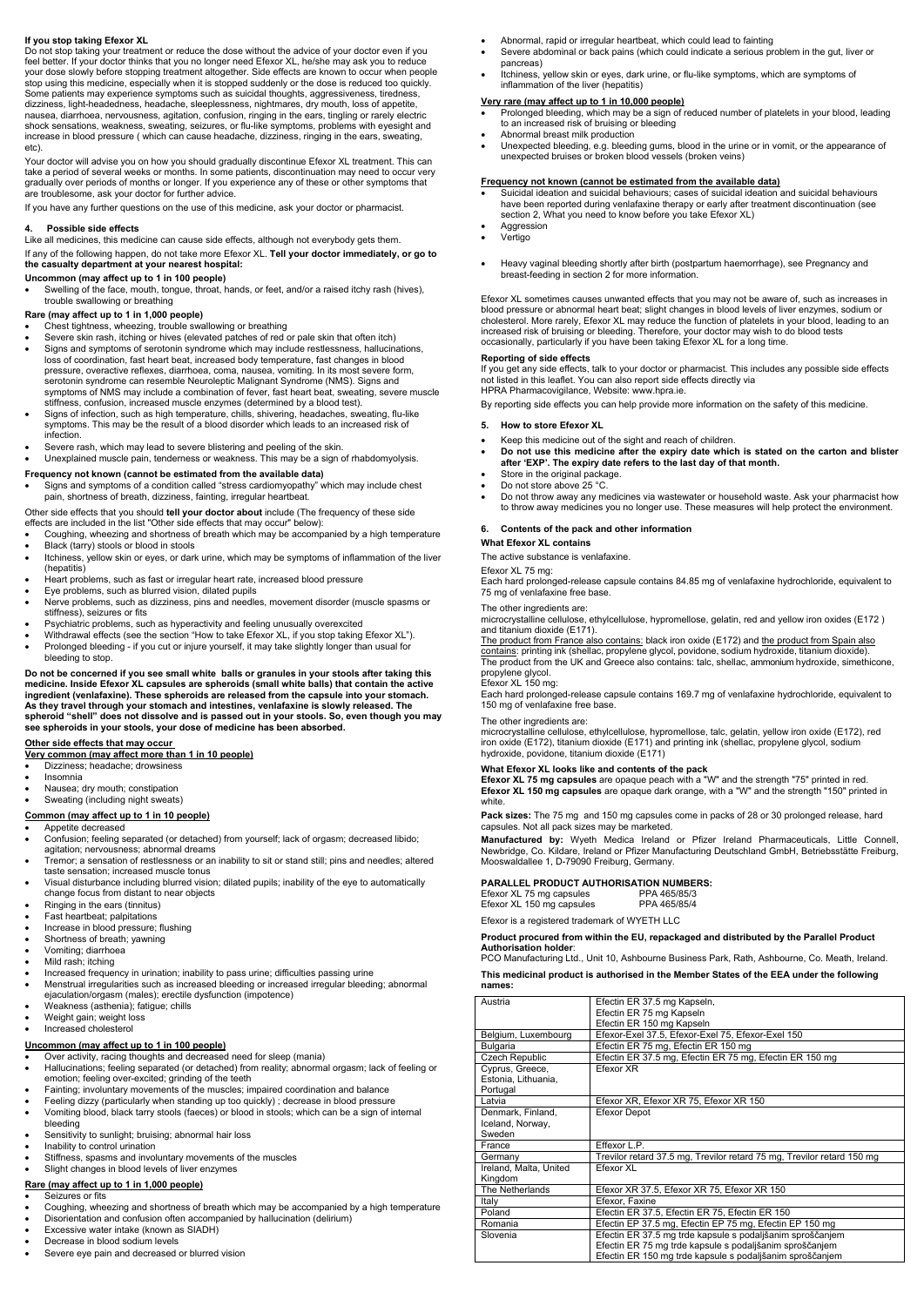**If you stop taking Efexor XL**

Do not stop taking your treatment or reduce the dose without the advice of your doctor even if you feel better. If your doctor thinks that you no longer need Efexor XL, he/she may ask you to reduce your dose slowly before stopping treatment altogether. Side effects are known to occur when people stop using this medicine, especially when it is stopped suddenly or the dose is reduced too quickly. Some patients may experience symptoms such as suicidal thoughts, aggressiveness, tiredness, dizziness, light-headedness, headache, sleeplessness, nightmares, dry mouth, loss of appetite, nausea, diarrhoea, nervousness, agitation, confusion, ringing in the ears, tingling or rarely electric shock sensations, weakness, sweating, seizures, or flu-like symptoms, problems with eyesight and increase in blood pressure ( which can cause headache, dizziness, ringing in the ears, sweating, etc).

Your doctor will advise you on how you should gradually discontinue Efexor XL treatment. This can take a period of several weeks or months. In some patients, discontinuation may need to occur very gradually over periods of months or longer. If you experience any of these or other symptoms that are troublesome, ask your doctor for further advice.

If you have any further questions on the use of this medicine, ask your doctor or pharmacist.

## 4. Possible side effects

Like all medicines, this medicine can cause side effects, although not everybody gets them.

If any of the following happen, do not take more Efexor XL. **Tell your doctor immediately, or go to the casualty department at your nearest hospital:**

**Uncommon (may affect up to 1 in 100 people)**

- Swelling of the face, mouth, tongue, throat, hands, or feet, and/or a raised itchy rash (hives), trouble swallowing or breathing

**Rare (may affect up to 1 in 1,000 people)**

- Chest tightness, wheezing, trouble swallowing or breathing
- Severe skin rash, itching or hives (elevated patches of red or pale skin that often itch)
- Signs and symptoms of serotonin syndrome which may include restlessness, hallucinations, loss of coordination, fast heart beat, increased body temperature, fast changes in blood pressure, overactive reflexes, diarrhoea, coma, nausea, vomiting. In its most severe form, serotonin syndrome can resemble Neuroleptic Malignant Syndrome (NMS). Signs and symptoms of NMS may include a combination of fever, fast heart beat, sweating, severe muscle stiffness, confusion, increased muscle enzymes (determined by a blood test).
- Signs of infection, such as high temperature, chills, shivering, headaches, sweating, flu-like symptoms. This may be the result of a blood disorder which leads to an increased risk of infection.
- Severe rash, which may lead to severe blistering and peeling of the skin.
- Unexplained muscle pain, tenderness or weakness. This may be a sign of rhabdomyolysis.

**Frequency not known (cannot be estimated from the available data)**

- Signs and symptoms of a condition called "stress cardiomyopathy" which may include chest pain, shortness of breath, dizziness, fainting, irregular heartbeat.

Other side effects that you should **tell your doctor about** include (The frequency of these side effects are included in the list "Other side effects that may occur" below):

- Coughing, wheezing and shortness of breath which may be accompanied by a high temperature
- Black (tarry) stools or blood in stools
- Itchiness, yellow skin or eyes, or dark urine, which may be symptoms of inflammation of the liver (hepatitis)
- Heart problems, such as fast or irregular heart rate, increased blood pressure
- Eye problems, such as blurred vision, dilated pupils
- Nerve problems, such as dizziness, pins and needles, movement disorder (muscle spasms or stiffness), seizures or fits
- Psychiatric problems, such as hyperactivity and feeling unusually overexcited
- Withdrawal effects (see the section "How to take Efexor XL, if you stop taking Efexor XL").
- Prolonged bleeding - if you cut or injure yourself, it may take slightly longer than usual for bleeding to stop.

**Do not be concerned if you see small white balls or granules in your stools after taking this medicine. Inside Efexor XL capsules are spheroids (small white balls) that contain the active ingredient (venlafaxine). These spheroids are released from the capsule into your stomach. As they travel through your stomach and intestines, venlafaxine is slowly released. The spheroid "shell" does not dissolve and is passed out in your stools. So, even though you may see spheroids in your stools, your dose of medicine has been absorbed.**

**Other side effects that may occur**

**Very common (may affect more than 1 in 10 people)**

- Dizziness; headache; drowsiness
- Insomnia
- Nausea; dry mouth; constipation
- Sweating (including night sweats)

**Common (may affect up to 1 in 10 people)**

- Appetite decreased
- Confusion; feeling separated (or detached) from yourself; lack of orgasm; decreased libido; agitation; nervousness; abnormal dreams
- Tremor; a sensation of restlessness or an inability to sit or stand still; pins and needles; altered taste sensation; increased muscle tonus
- Visual disturbance including blurred vision; dilated pupils; inability of the eye to automatically change focus from distant to near objects
- Ringing in the ears (tinnitus)
- Fast heartbeat; palpitations
- Increase in blood pressure; flushing
- Shortness of breath; yawning
- Vomiting; diarrhoea
- Mild rash; itching
- Increased frequency in urination; inability to pass urine; difficulties passing urine
- Menstrual irregularities such as increased bleeding or increased irregular bleeding; abnormal ejaculation/orgasm (males); erectile dysfunction (impotence)
- Weakness (asthenia); fatigue; chills
- Weight gain; weight loss
- Increased cholesterol

**Uncommon (may affect up to 1 in 100 people)**

- Over activity, racing thoughts and decreased need for sleep (mania)
- Hallucinations; feeling separated (or detached) from reality; abnormal orgasm; lack of feeling or emotion; feeling over-excited; grinding of the teeth
- Fainting; involuntary movements of the muscles; impaired coordination and balance
- Feeling dizzy (particularly when standing up too quickly) ; decrease in blood pressure
- Vomiting blood, black tarry stools (faeces) or blood in stools; which can be a sign of internal bleeding
- Sensitivity to sunlight; bruising; abnormal hair loss
- Inability to control urination
- Stiffness, spasms and involuntary movements of the muscles
- Slight changes in blood levels of liver enzymes

**Rare (may affect up to 1 in 1,000 people)**

- Seizures or fits
- Coughing, wheezing and shortness of breath which may be accompanied by a high temperature
- Disorientation and confusion often accompanied by hallucination (delirium)
- Excessive water intake (known as SIADH)
- Decrease in blood sodium levels
- Severe eye pain and decreased or blurred vision
- Abnormal, rapid or irregular heartbeat, which could lead to fainting
- Severe abdominal or back pains (which could indicate a serious problem in the gut, liver or pancreas)
- Itchiness, yellow skin or eyes, dark urine, or flu-like symptoms, which are symptoms of inflammation of the liver (hepatitis)

**Very rare (may affect up to 1 in 10,000 people)**

- Prolonged bleeding, which may be a sign of reduced number of platelets in your blood, leading to an increased risk of bruising or bleeding
- Abnormal breast milk production
- Unexpected bleeding, e.g. bleeding gums, blood in the urine or in vomit, or the appearance of unexpected bruises or broken blood vessels (broken veins)

**Frequency not known (cannot be estimated from the available data)**

- Suicidal ideation and suicidal behaviours; cases of suicidal ideation and suicidal behaviours have been reported during venlafaxine therapy or early after treatment discontinuation (see section 2, What you need to know before you take Efexor XL)
- Aggression
- Vertigo
- Heavy vaginal bleeding shortly after birth (postpartum haemorrhage), see Pregnancy and breast-feeding in section 2 for more information.

Efexor XL sometimes causes unwanted effects that you may not be aware of, such as increases in blood pressure or abnormal heart beat; slight changes in blood levels of liver enzymes, sodium or cholesterol. More rarely, Efexor XL may reduce the function of platelets in your blood, leading to an increased risk of bruising or bleeding. Therefore, your doctor may wish to do blood tests occasionally, particularly if you have been taking Efexor XL for a long time.

**Reporting of side effects**

If you get any side effects, talk to your doctor or pharmacist. This includes any possible side effects not listed in this leaflet. You can also report side effects directly via
HPRA Pharmacovigilance, Website: www.hpra.ie.

By reporting side effects you can help provide more information on the safety of this medicine.

## 5. How to store Efexor XL

- Keep this medicine out of the sight and reach of children.
- **Do not use this medicine after the expiry date which is stated on the carton and blister after 'EXP'. The expiry date refers to the last day of that month.**
- Store in the original package.
- Do not store above 25 °C.
- Do not throw away any medicines via wastewater or household waste. Ask your pharmacist how to throw away medicines you no longer use. These measures will help protect the environment.

## 6. Contents of the pack and other information

**What Efexor XL contains**

The active substance is venlafaxine.

Efexor XL 75 mg:
Each hard prolonged-release capsule contains 84.85 mg of venlafaxine hydrochloride, equivalent to 75 mg of venlafaxine free base.

The other ingredients are:
microcrystalline cellulose, ethylcellulose, hypromellose, gelatin, red and yellow iron oxides (E172 ) and titanium dioxide (E171).
The product from France also contains: black iron oxide (E172) and the product from Spain also contains: printing ink (shellac, propylene glycol, povidone, sodium hydroxide, titanium dioxide).
The product from the UK and Greece also contains: talc, shellac, ammonium hydroxide, simethicone, propylene glycol.

Efexor XL 150 mg:
Each hard prolonged-release capsule contains 169.7 mg of venlafaxine hydrochloride, equivalent to 150 mg of venlafaxine free base.

The other ingredients are:
microcrystalline cellulose, ethylcellulose, hypromellose, talc, gelatin, yellow iron oxide (E172), red iron oxide (E172), titanium dioxide (E171) and printing ink (shellac, propylene glycol, sodium hydroxide, povidone, titanium dioxide (E171)

**What Efexor XL looks like and contents of the pack**

**Efexor XL 75 mg capsules** are opaque peach with a "W" and the strength "75" printed in red.
**Efexor XL 150 mg capsules** are opaque dark orange, with a "W" and the strength "150" printed in white.

**Pack sizes:** The 75 mg and 150 mg capsules come in packs of 28 or 30 prolonged release, hard capsules. Not all pack sizes may be marketed.

**Manufactured by:** Wyeth Medica Ireland or Pfizer Ireland Pharmaceuticals, Little Connell, Newbridge, Co. Kildare, Ireland or Pfizer Manufacturing Deutschland GmbH, Betriebsstätte Freiburg, Mooswaldallee 1, D-79090 Freiburg, Germany.

**PARALLEL PRODUCT AUTHORISATION NUMBERS:**

Efexor XL 75 mg capsules PPA 465/85/3
Efexor XL 150 mg capsules PPA 465/85/4

Efexor is a registered trademark of WYETH LLC

**Product procured from within the EU, repackaged and distributed by the Parallel Product Authorisation holder**:
PCO Manufacturing Ltd., Unit 10, Ashbourne Business Park, Rath, Ashbourne, Co. Meath, Ireland.

**This medicinal product is authorised in the Member States of the EEA under the following names:**

| Country | Name |
|---|---|
| Austria | Efectin ER 37.5 mg Kapseln, Efectin ER 75 mg Kapseln Efectin ER 150 mg Kapseln |
| Belgium, Luxembourg | Efexor-Exel 37.5, Efexor-Exel 75, Efexor-Exel 150 |
| Bulgaria | Efectin ER 75 mg, Efectin ER 150 mg |
| Czech Republic | Efectin ER 37.5 mg, Efectin ER 75 mg, Efectin ER 150 mg |
| Cyprus, Greece, Estonia, Lithuania, Portugal | Efexor XR |
| Latvia | Efexor XR, Efexor XR 75, Efexor XR 150 |
| Denmark, Finland, Iceland, Norway, Sweden | Efexor Depot |
| France | Effexor L.P. |
| Germany | Trevilor retard 37.5 mg, Trevilor retard 75 mg, Trevilor retard 150 mg |
| Ireland, Malta, United Kingdom | Efexor XL |
| The Netherlands | Efexor XR 37.5, Efexor XR 75, Efexor XR 150 |
| Italy | Efexor, Faxine |
| Poland | Efectin ER 37.5, Efectin ER 75, Efectin ER 150 |
| Romania | Efectin EP 37.5 mg, Efectin EP 75 mg, Efectin EP 150 mg |
| Slovenia | Efectin ER 37.5 mg trde kapsule s podaljšanim sproščanjem Efectin ER 75 mg trde kapsule s podaljšanim sproščanjem Efectin ER 150 mg trde kapsule s podaljšanim sproščanjem |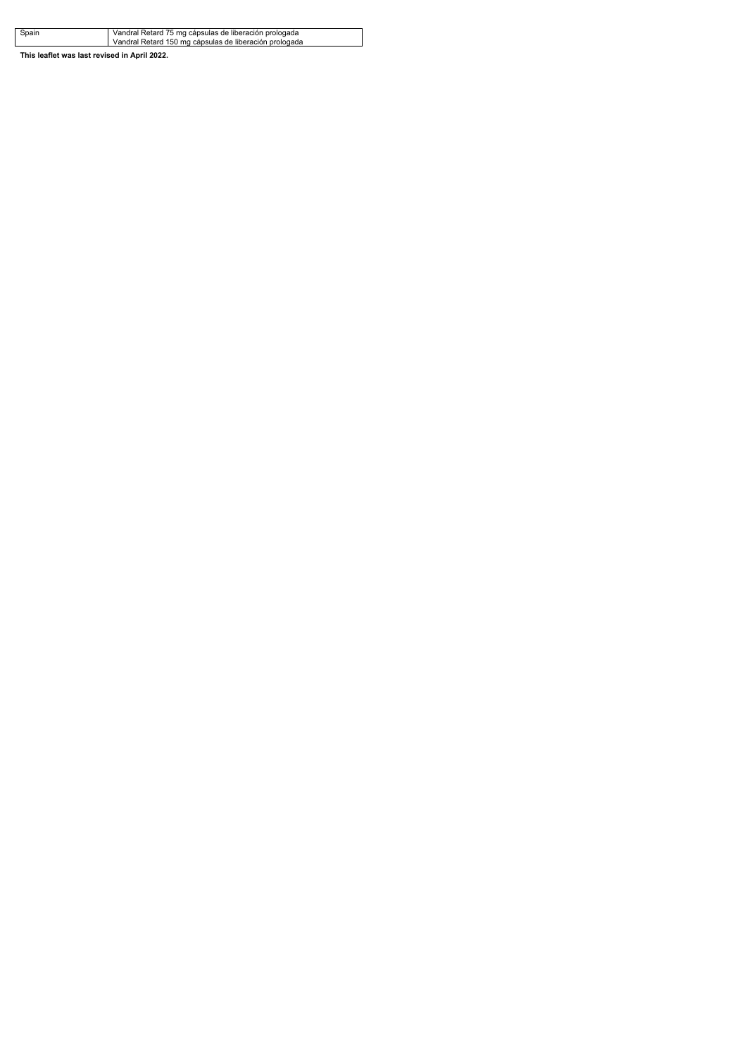| | |
|---|---|
| Spain | Vandral Retard 75 mg cápsulas de liberación prologada<br>Vandral Retard 150 mg cápsulas de liberación prologada |

**This leaflet was last revised in April 2022.**